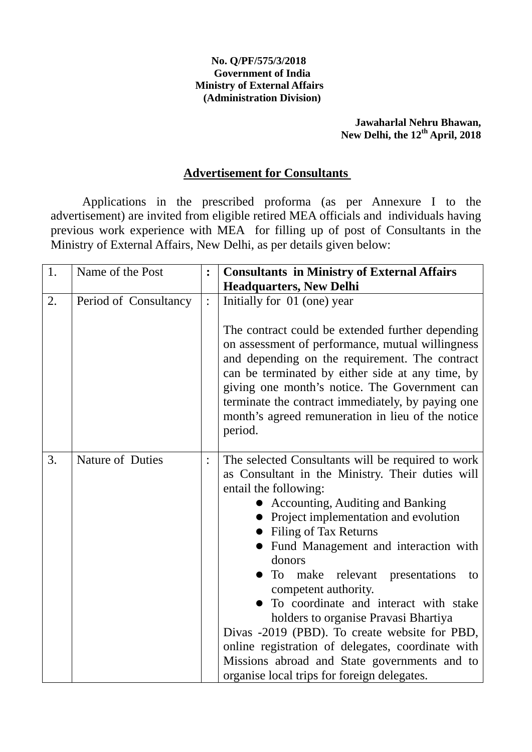**No. Q/PF/575/3/2018**
**Government of India**
**Ministry of External Affairs**
**(Administration Division)**

**Jawaharlal Nehru Bhawan,**
**New Delhi, the 12th April, 2018**

## Advertisement for Consultants

Applications in the prescribed proforma (as per Annexure I to the advertisement) are invited from eligible retired MEA officials and individuals having previous work experience with MEA for filling up of post of Consultants in the Ministry of External Affairs, New Delhi, as per details given below:

| | | | |
|---|---|---|---|
| 1. | Name of the Post | **:** | **Consultants in Ministry of External Affairs Headquarters, New Delhi** |
| 2. | Period of Consultancy | : | Initially for 01 (one) year<br><br>The contract could be extended further depending on assessment of performance, mutual willingness and depending on the requirement. The contract can be terminated by either side at any time, by giving one month's notice. The Government can terminate the contract immediately, by paying one month's agreed remuneration in lieu of the notice period. |
| 3. | Nature of Duties | : | The selected Consultants will be required to work as Consultant in the Ministry. Their duties will entail the following:<br>● Accounting, Auditing and Banking<br>● Project implementation and evolution<br>● Filing of Tax Returns<br>● Fund Management and interaction with donors<br>● To make relevant presentations to competent authority.<br>● To coordinate and interact with stake holders to organise Pravasi Bhartiya<br>Divas -2019 (PBD). To create website for PBD, online registration of delegates, coordinate with Missions abroad and State governments and to organise local trips for foreign delegates. |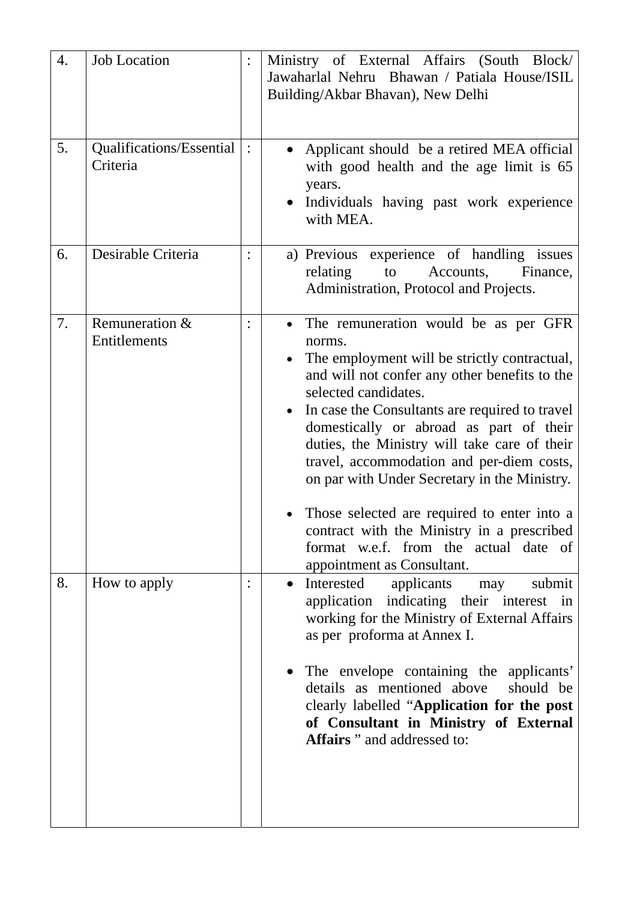| 4. | Job Location | : | Ministry of External Affairs (South Block/ Jawaharlal Nehru Bhawan / Patiala House/ISIL Building/Akbar Bhavan), New Delhi |
|---|---|---|---|
| 5. | Qualifications/Essential Criteria | : | • Applicant should be a retired MEA official with good health and the age limit is 65 years.<br>• Individuals having past work experience with MEA. |
| 6. | Desirable Criteria | : | a) Previous experience of handling issues relating to Accounts, Finance, Administration, Protocol and Projects. |
| 7. | Remuneration & Entitlements | : | • The remuneration would be as per GFR norms.<br>• The employment will be strictly contractual, and will not confer any other benefits to the selected candidates.<br>• In case the Consultants are required to travel domestically or abroad as part of their duties, the Ministry will take care of their travel, accommodation and per-diem costs, on par with Under Secretary in the Ministry.<br>• Those selected are required to enter into a contract with the Ministry in a prescribed format w.e.f. from the actual date of appointment as Consultant. |
| 8. | How to apply | : | • Interested applicants may submit application indicating their interest in working for the Ministry of External Affairs as per proforma at Annex I.<br>• The envelope containing the applicants' details as mentioned above should be clearly labelled "**Application for the post of Consultant in Ministry of External Affairs** " and addressed to: |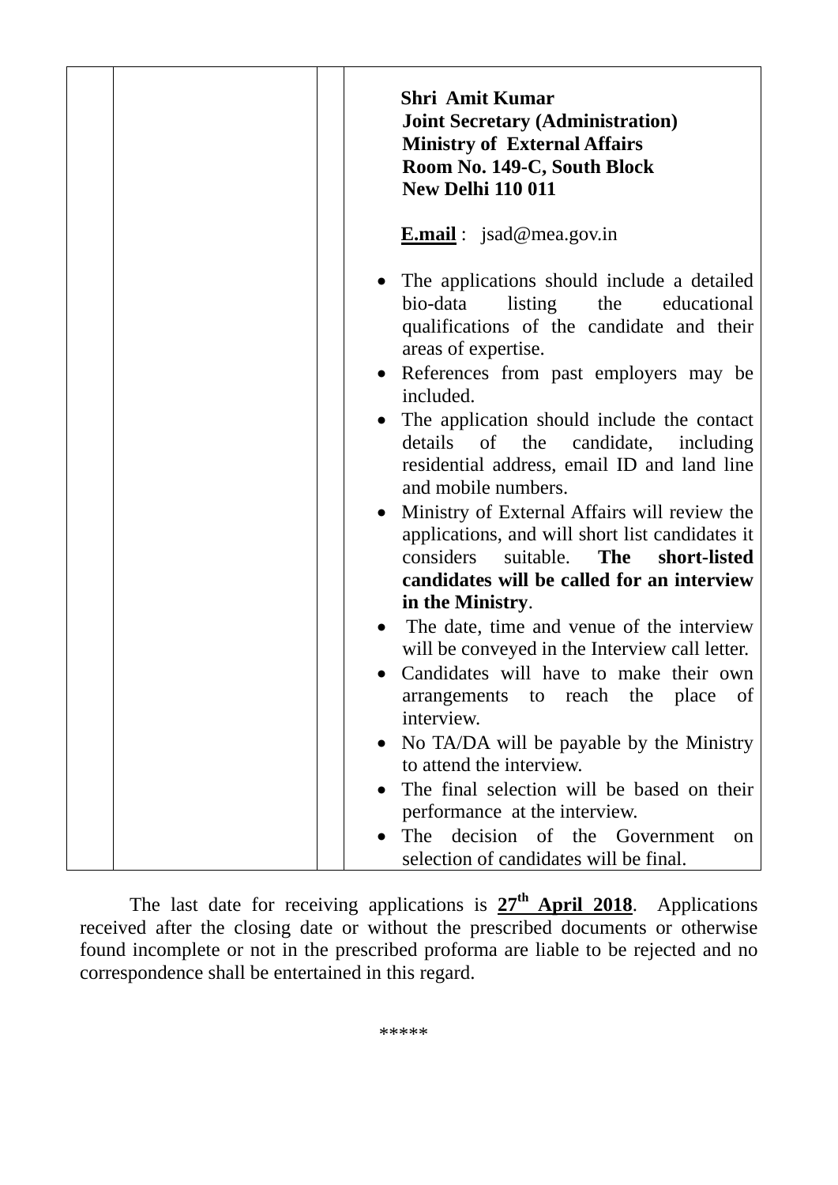| | | | **Shri Amit Kumar**<br>**Joint Secretary (Administration)**<br>**Ministry of External Affairs**<br>**Room No. 149-C, South Block**<br>**New Delhi 110 011**<br><br>**E.mail** : jsad@mea.gov.in<br><br>• The applications should include a detailed bio-data listing the educational qualifications of the candidate and their areas of expertise.<br>• References from past employers may be included.<br>• The application should include the contact details of the candidate, including residential address, email ID and land line and mobile numbers.<br>• Ministry of External Affairs will review the applications, and will short list candidates it considers suitable. **The short-listed candidates will be called for an interview in the Ministry**.<br>• The date, time and venue of the interview will be conveyed in the Interview call letter.<br>• Candidates will have to make their own arrangements to reach the place of interview.<br>• No TA/DA will be payable by the Ministry to attend the interview.<br>• The final selection will be based on their performance at the interview.<br>• The decision of the Government on selection of candidates will be final. |
|---|---|---|---|

The last date for receiving applications is **27th April 2018**. Applications received after the closing date or without the prescribed documents or otherwise found incomplete or not in the prescribed proforma are liable to be rejected and no correspondence shall be entertained in this regard.

*****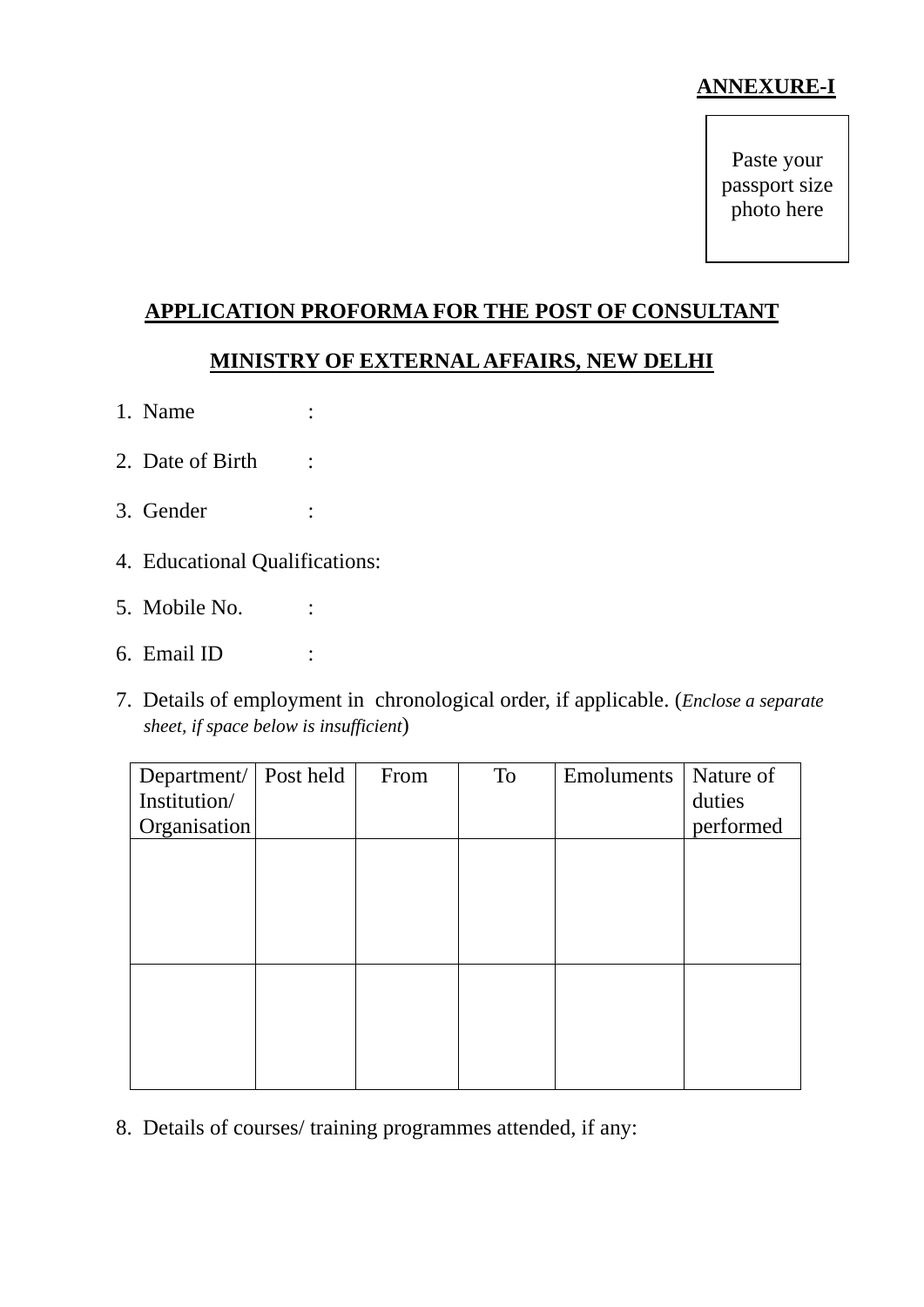**ANNEXURE-I**

Paste your passport size photo here

## APPLICATION PROFORMA FOR THE POST OF CONSULTANT

## MINISTRY OF EXTERNAL AFFAIRS, NEW DELHI

1. Name :
2. Date of Birth :
3. Gender :
4. Educational Qualifications:
5. Mobile No. :
6. Email ID :
7. Details of employment in chronological order, if applicable. (*Enclose a separate sheet, if space below is insufficient*)

| Department/ Institution/ Organisation | Post held | From | To | Emoluments | Nature of duties performed |
|---|---|---|---|---|---|
| | | | | | |
| | | | | | |

8. Details of courses/ training programmes attended, if any: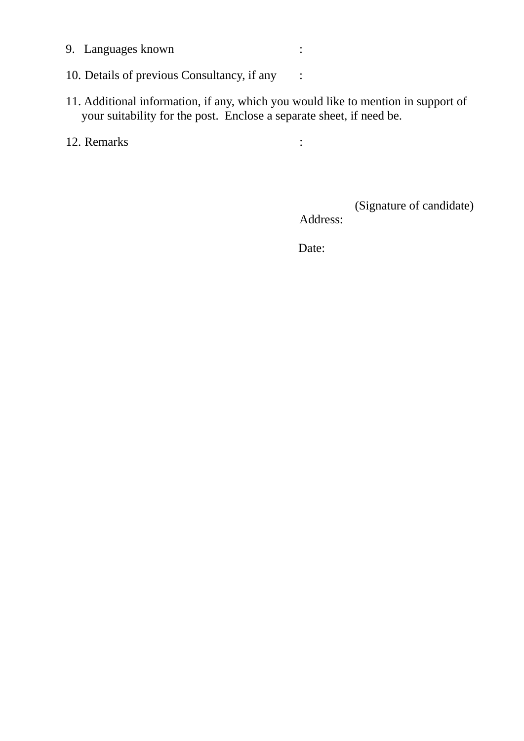9. Languages known :

10. Details of previous Consultancy, if any :

11. Additional information, if any, which you would like to mention in support of your suitability for the post. Enclose a separate sheet, if need be.

12. Remarks :

(Signature of candidate)

Address:

Date: